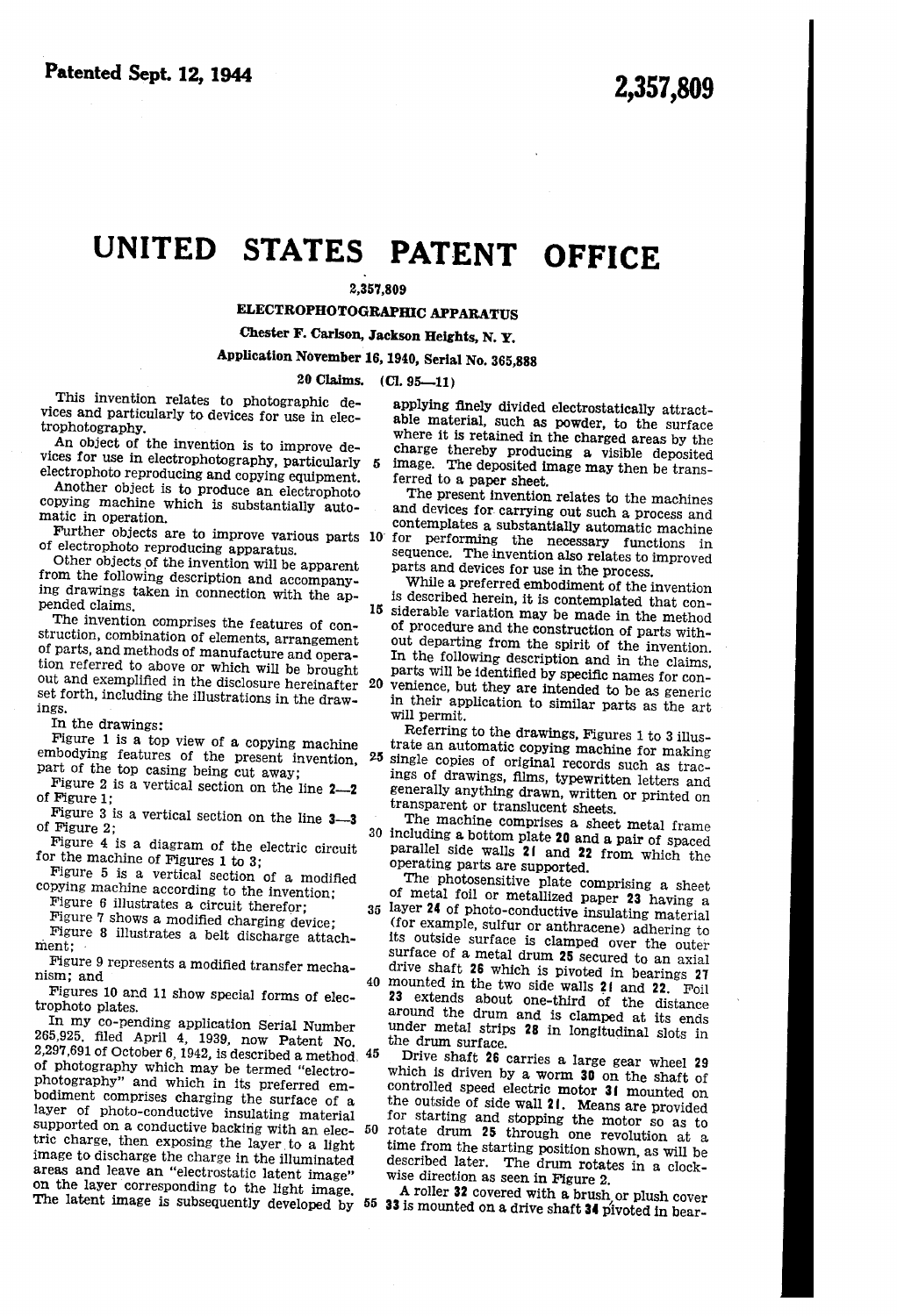Patented Sept. 12, 1944

2,357,809

# UNITED STATES PATENT OFFICE

2,357,809

## ELECTROPHOTOGRAPHIC APPARATUS

Chester F. Carlson, Jackson Heights, N. Y.

Application November 16, 1940, Serial No. 365,888

20 Claims. (Cl. 95—11)

This invention relates to photographic devices and particularly to devices for use in electrophotography.

An object of the invention is to improve devices for use in electrophotography, particularly electrophoto reproducing and copying equipment.

Another object is to produce an electrophoto copying machine which is substantially automatic in operation.

Further objects are to improve various parts of electrophoto reproducing apparatus.

Other objects of the invention will be apparent from the following description and accompanying drawings taken in connection with the appended claims.

The invention comprises the features of construction, combination of elements, arrangement of parts, and methods of manufacture and operation referred to above or which will be brought out and exemplified in the disclosure hereinafter set forth, including the illustrations in the drawings.

In the drawings:

Figure 1 is a top view of a copying machine embodying features of the present invention, part of the top casing being cut away;

Figure 2 is a vertical section on the line 2—2 of Figure 1;

Figure 3 is a vertical section on the line 3—3 of Figure 2;

Figure 4 is a diagram of the electric circuit for the machine of Figures 1 to 3;

Figure 5 is a vertical section of a modified copying machine according to the invention;

Figure 6 illustrates a circuit therefor;

Figure 7 shows a modified charging device;

Figure 8 illustrates a belt discharge attachment;

Figure 9 represents a modified transfer mechanism; and

Figures 10 and 11 show special forms of electrophoto plates.

In my co-pending application Serial Number 265,925, filed April 4, 1939, now Patent No. 2,297,691 of October 6, 1942, is described a method of photography which may be termed "electrophotography" and which in its preferred embodiment comprises charging the surface of a layer of photo-conductive insulating material supported on a conductive backing with an electric charge, then exposing the layer to a light image to discharge the charge in the illuminated areas and leave an "electrostatic latent image" on the layer corresponding to the light image. The latent image is subsequently developed by applying finely divided electrostatically attractable material, such as powder, to the surface where it is retained in the charged areas by the charge thereby producing a visible deposited image. The deposited image may then be transferred to a paper sheet.

The present invention relates to the machines and devices for carrying out such a process and contemplates a substantially automatic machine for performing the necessary functions in sequence. The invention also relates to improved parts and devices for use in the process.

While a preferred embodiment of the invention is described herein, it is contemplated that considerable variation may be made in the method of procedure and the construction of parts without departing from the spirit of the invention. In the following description and in the claims, parts will be identified by specific names for convenience, but they are intended to be as generic in their application to similar parts as the art will permit.

Referring to the drawings, Figures 1 to 3 illustrate an automatic copying machine for making single copies of original records such as tracings of drawings, films, typewritten letters and generally anything drawn, written or printed on transparent or translucent sheets.

The machine comprises a sheet metal frame including a bottom plate **20** and a pair of spaced parallel side walls **21** and **22** from which the operating parts are supported.

The photosensitive plate comprising a sheet of metal foil or metallized paper **23** having a layer **24** of photo-conductive insulating material (for example, sulfur or anthracene) adhering to its outside surface is clamped over the outer surface of a metal drum **25** secured to an axial drive shaft **26** which is pivoted in bearings **27** mounted in the two side walls **21** and **22**. Foil **23** extends about one-third of the distance around the drum and is clamped at its ends under metal strips **28** in longitudinal slots in the drum surface.

Drive shaft **26** carries a large gear wheel **29** which is driven by a worm **30** on the shaft of controlled speed electric motor **31** mounted on the outside of side wall **21**. Means are provided for starting and stopping the motor so as to rotate drum **25** through one revolution at a time from the starting position shown, as will be described later. The drum rotates in a clockwise direction as seen in Figure 2.

A roller **32** covered with a brush or plush cover **33** is mounted on a drive shaft **34** pivoted in bear-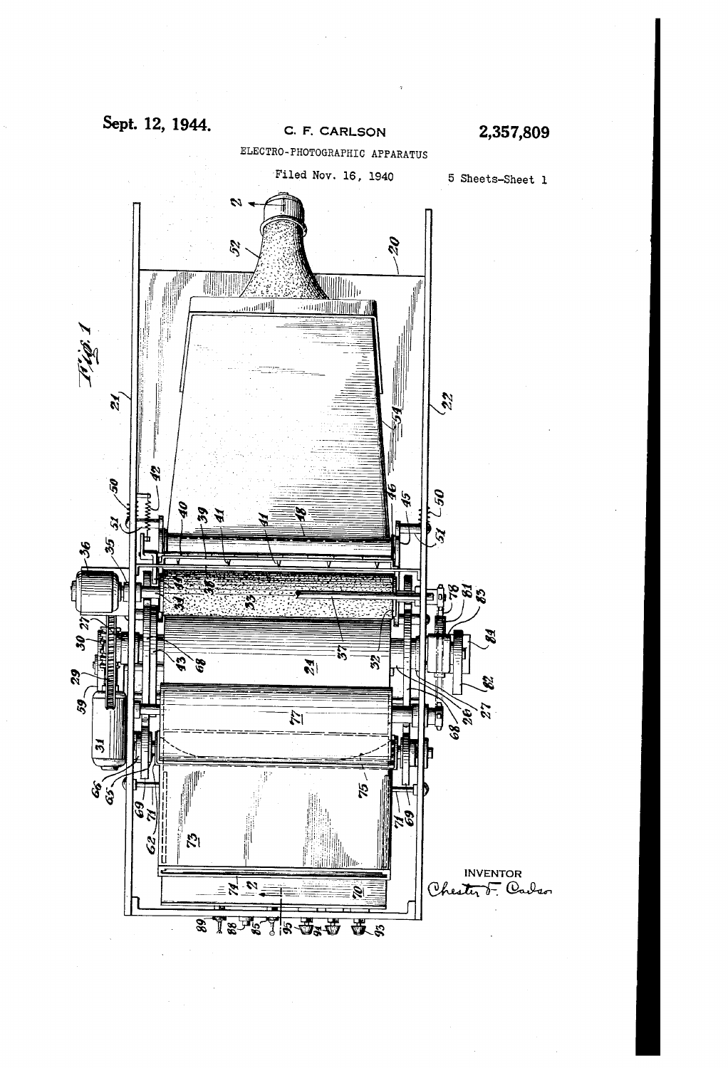Sept. 12, 1944. C. F. CARLSON 2,357,809

ELECTRO-PHOTOGRAPHIC APPARATUS

Filed Nov. 16, 1940 5 Sheets-Sheet 1

Fig. 1

INVENTOR
Chester F. Carlson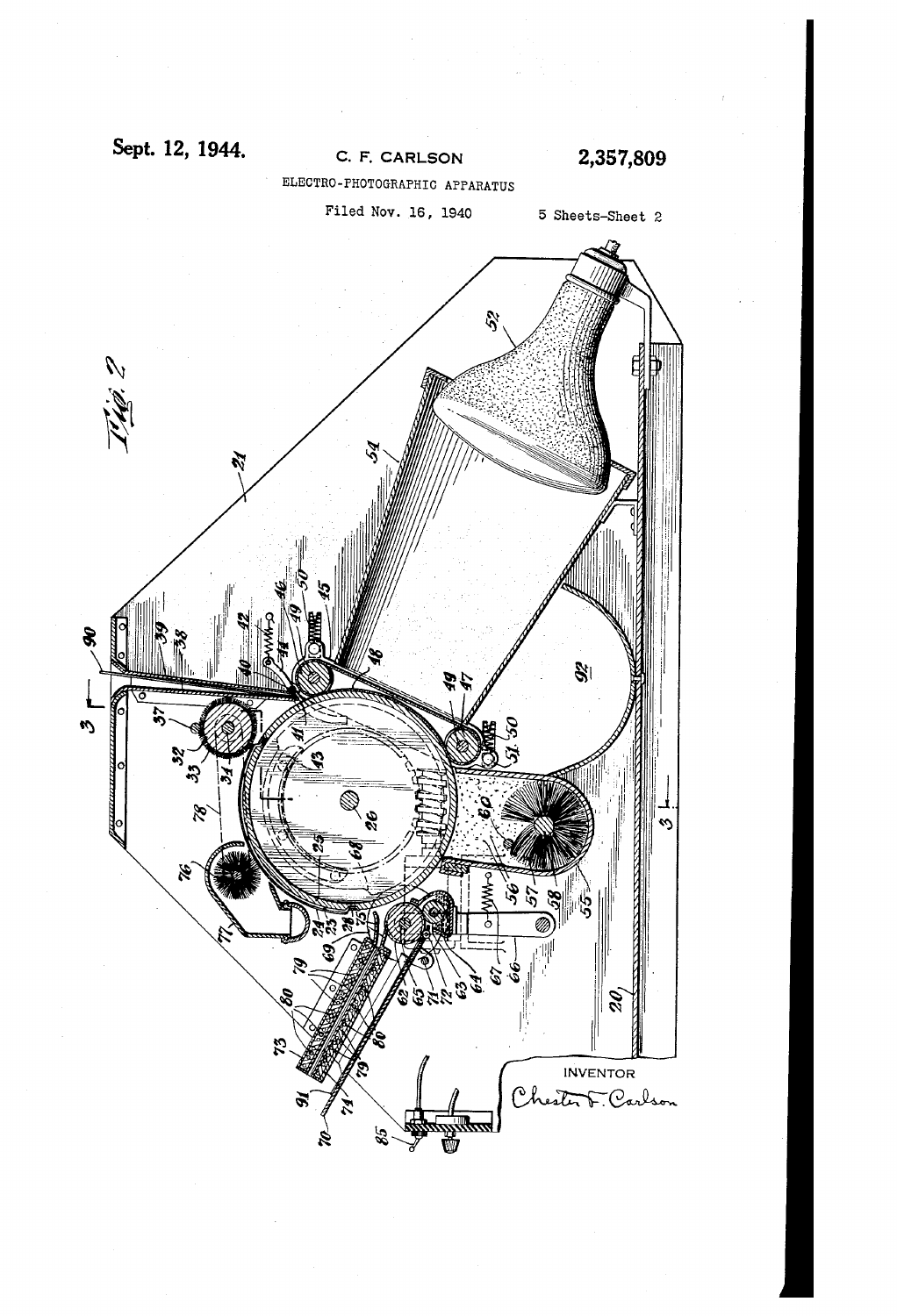Sept. 12, 1944. C. F. CARLSON 2,357,809

ELECTRO-PHOTOGRAPHIC APPARATUS

Filed Nov. 16, 1940 5 Sheets-Sheet 2

Fig. 2

INVENTOR

Chester F. Carlson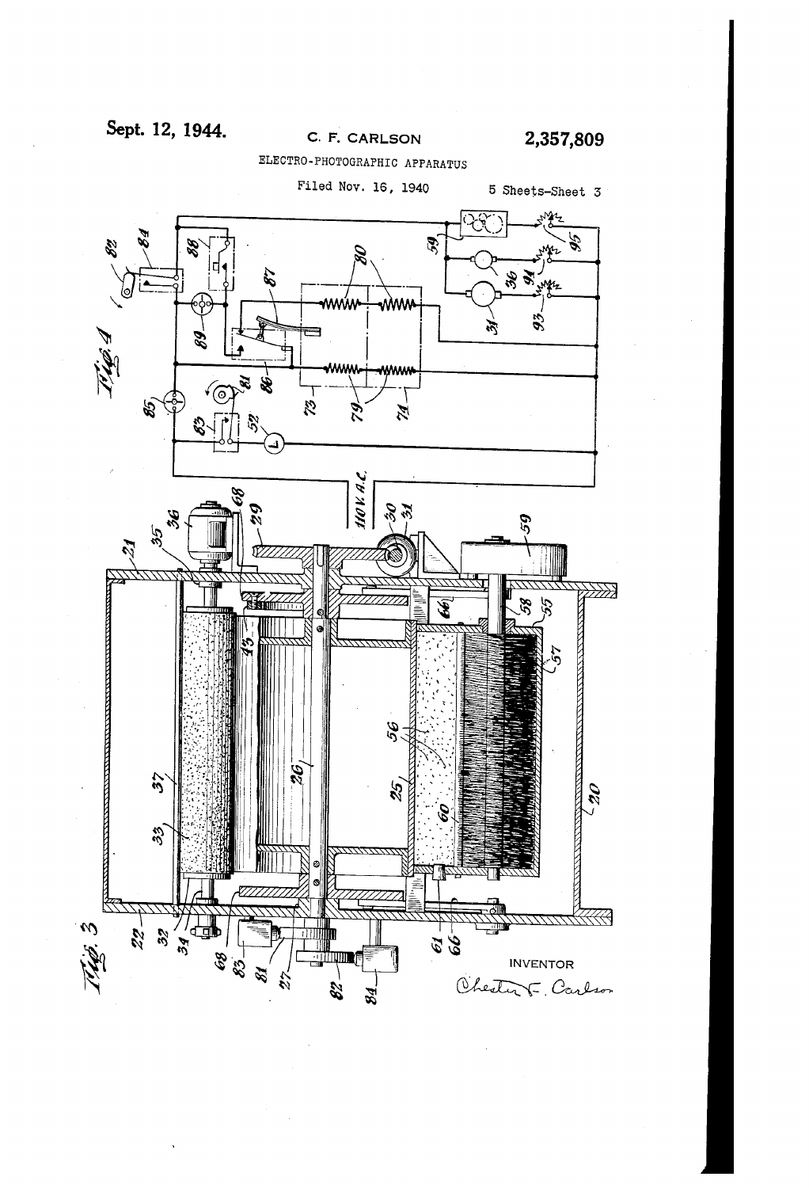Sept. 12, 1944.

C. F. CARLSON

2,357,809

ELECTRO-PHOTOGRAPHIC APPARATUS

Filed Nov. 16, 1940

5 Sheets-Sheet 3

Fig. 4

Fig. 3

110 V. A.C.

INVENTOR

Chester F. Carlson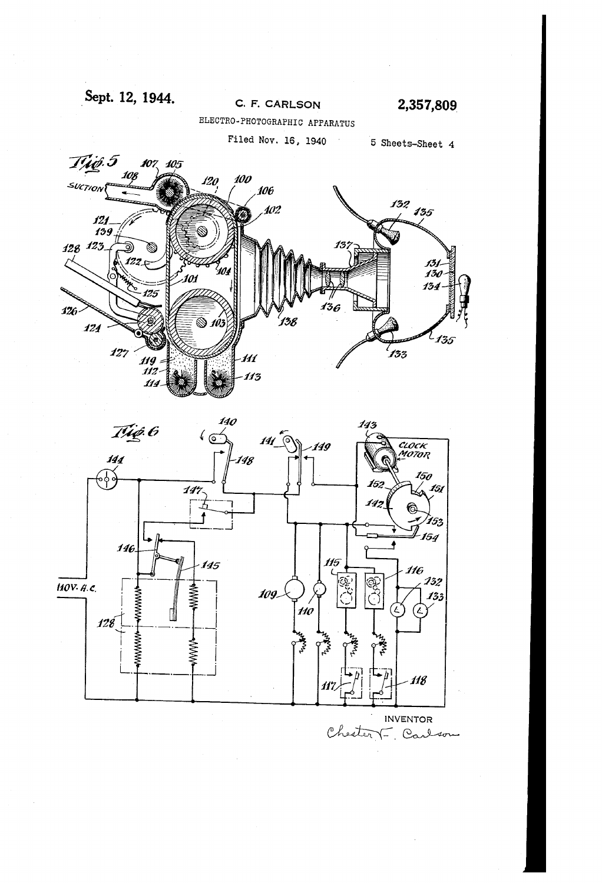Sept. 12, 1944.

C. F. CARLSON

2,357,809

ELECTRO-PHOTOGRAPHIC APPARATUS

Filed Nov. 16, 1940

5 Sheets-Sheet 4

Fig. 5

Fig. 6

INVENTOR

Chester F. Carlson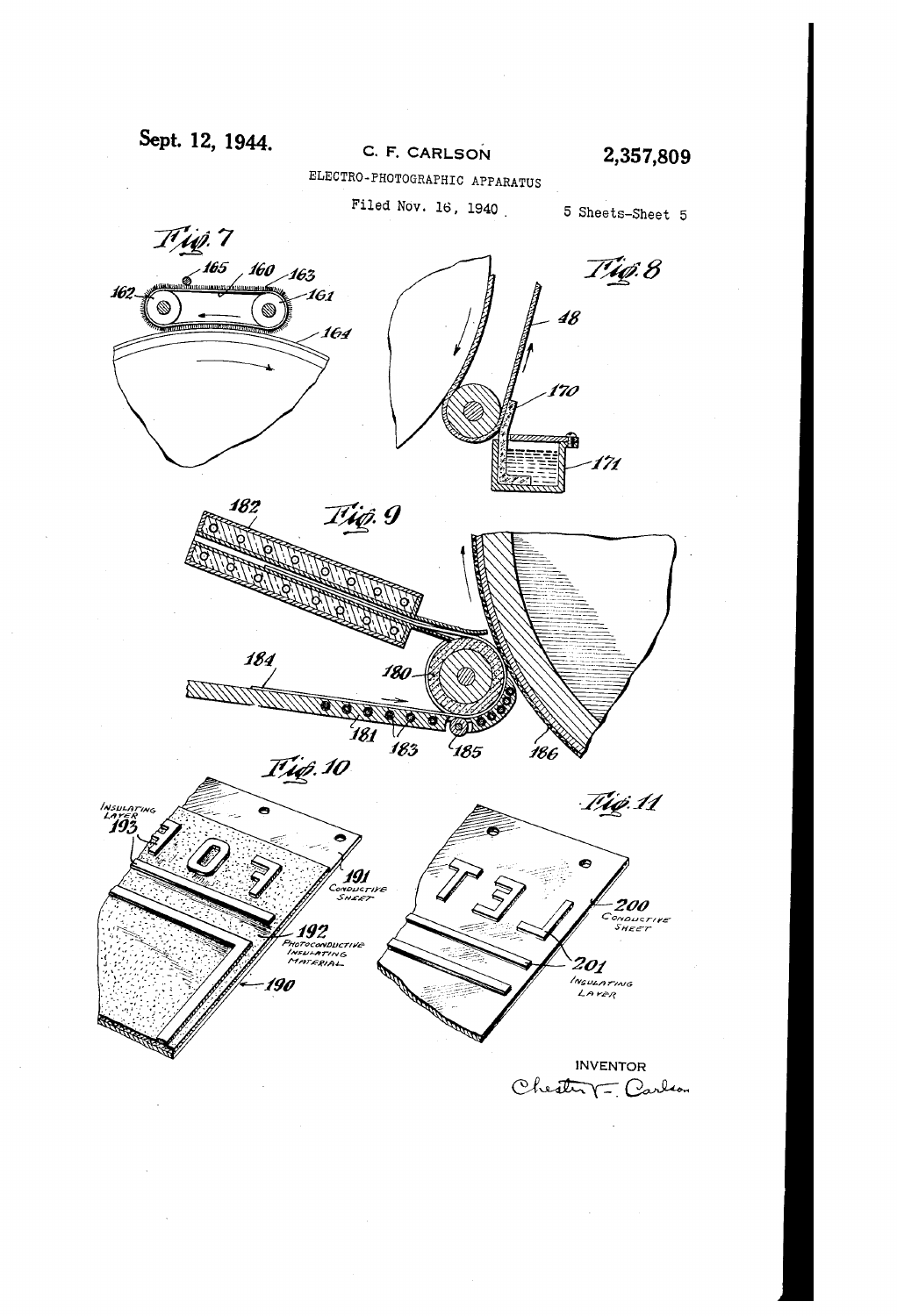Sept. 12, 1944.

C. F. CARLSON

2,357,809

ELECTRO-PHOTOGRAPHIC APPARATUS

Filed Nov. 16, 1940

5 Sheets-Sheet 5

Fig. 7

165 160 163 162 161 164

Fig. 8

48 170 171

Fig. 9

182 184 180 181 183 185 186

Fig. 10

INSULATING LAYER 193

191 CONDUCTIVE SHEET

192 PHOTOCONDUCTIVE INSULATING MATERIAL

190

Fig. 11

200 CONDUCTIVE SHEET

201 INSULATING LAYER

INVENTOR

Chester F. Carlson